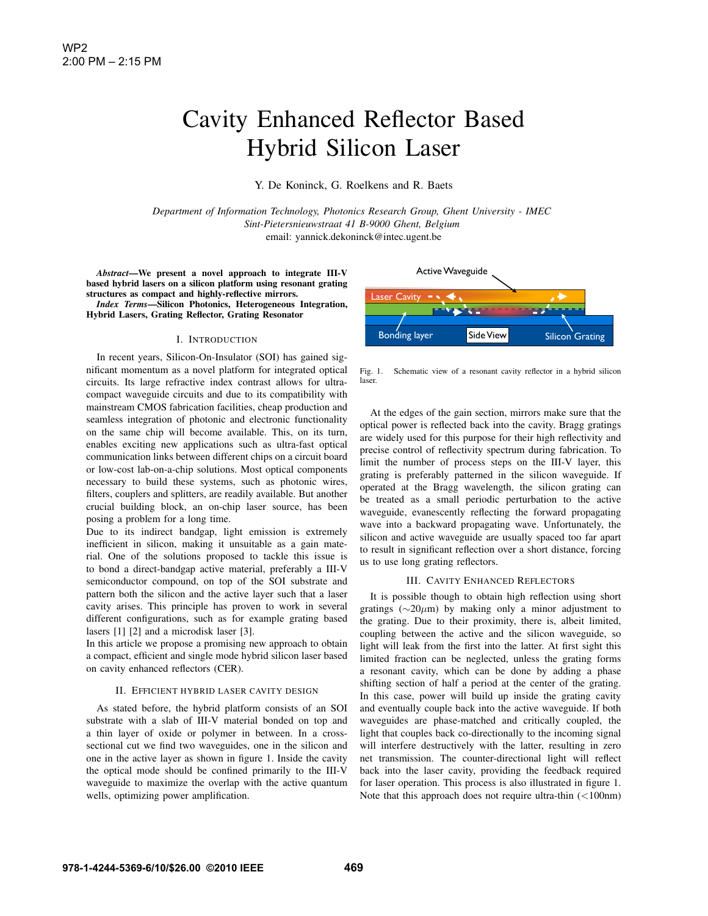# Cavity Enhanced Reflector Based Hybrid Silicon Laser

Y. De Koninck, G. Roelkens and R. Baets

*Department of Information Technology, Photonics Research Group, Ghent University - IMEC*
*Sint-Pietersnieuwstraat 41 B-9000 Ghent, Belgium*
email: yannick.dekoninck@intec.ugent.be

***Abstract*—We present a novel approach to integrate III-V based hybrid lasers on a silicon platform using resonant grating structures as compact and highly-reflective mirrors.**

***Index Terms*—Silicon Photonics, Heterogeneous Integration, Hybrid Lasers, Grating Reflector, Grating Resonator**

## I. Introduction

In recent years, Silicon-On-Insulator (SOI) has gained significant momentum as a novel platform for integrated optical circuits. Its large refractive index contrast allows for ultra-compact waveguide circuits and due to its compatibility with mainstream CMOS fabrication facilities, cheap production and seamless integration of photonic and electronic functionality on the same chip will become available. This, on its turn, enables exciting new applications such as ultra-fast optical communication links between different chips on a circuit board or low-cost lab-on-a-chip solutions. Most optical components necessary to build these systems, such as photonic wires, filters, couplers and splitters, are readily available. But another crucial building block, an on-chip laser source, has been posing a problem for a long time.

Due to its indirect bandgap, light emission is extremely inefficient in silicon, making it unsuitable as a gain material. One of the solutions proposed to tackle this issue is to bond a direct-bandgap active material, preferably a III-V semiconductor compound, on top of the SOI substrate and pattern both the silicon and the active layer such that a laser cavity arises. This principle has proven to work in several different configurations, such as for example grating based lasers [1] [2] and a microdisk laser [3].

In this article we propose a promising new approach to obtain a compact, efficient and single mode hybrid silicon laser based on cavity enhanced reflectors (CER).

## II. Efficient Hybrid Laser Cavity Design

As stated before, the hybrid platform consists of an SOI substrate with a slab of III-V material bonded on top and a thin layer of oxide or polymer in between. In a cross-sectional cut we find two waveguides, one in the silicon and one in the active layer as shown in figure 1. Inside the cavity the optical mode should be confined primarily to the III-V waveguide to maximize the overlap with the active quantum wells, optimizing power amplification.

Fig. 1. Schematic view of a resonant cavity reflector in a hybrid silicon laser.

At the edges of the gain section, mirrors make sure that the optical power is reflected back into the cavity. Bragg gratings are widely used for this purpose for their high reflectivity and precise control of reflectivity spectrum during fabrication. To limit the number of process steps on the III-V layer, this grating is preferably patterned in the silicon waveguide. If operated at the Bragg wavelength, the silicon grating can be treated as a small periodic perturbation to the active waveguide, evanescently reflecting the forward propagating wave into a backward propagating wave. Unfortunately, the silicon and active waveguide are usually spaced too far apart to result in significant reflection over a short distance, forcing us to use long grating reflectors.

## III. Cavity Enhanced Reflectors

It is possible though to obtain high reflection using short gratings (~20$\mu$m) by making only a minor adjustment to the grating. Due to their proximity, there is, albeit limited, coupling between the active and the silicon waveguide, so light will leak from the first into the latter. At first sight this limited fraction can be neglected, unless the grating forms a resonant cavity, which can be done by adding a phase shifting section of half a period at the center of the grating. In this case, power will build up inside the grating cavity and eventually couple back into the active waveguide. If both waveguides are phase-matched and critically coupled, the light that couples back co-directionally to the incoming signal will interfere destructively with the latter, resulting in zero net transmission. The counter-directional light will reflect back into the laser cavity, providing the feedback required for laser operation. This process is also illustrated in figure 1. Note that this approach does not require ultra-thin (<100nm)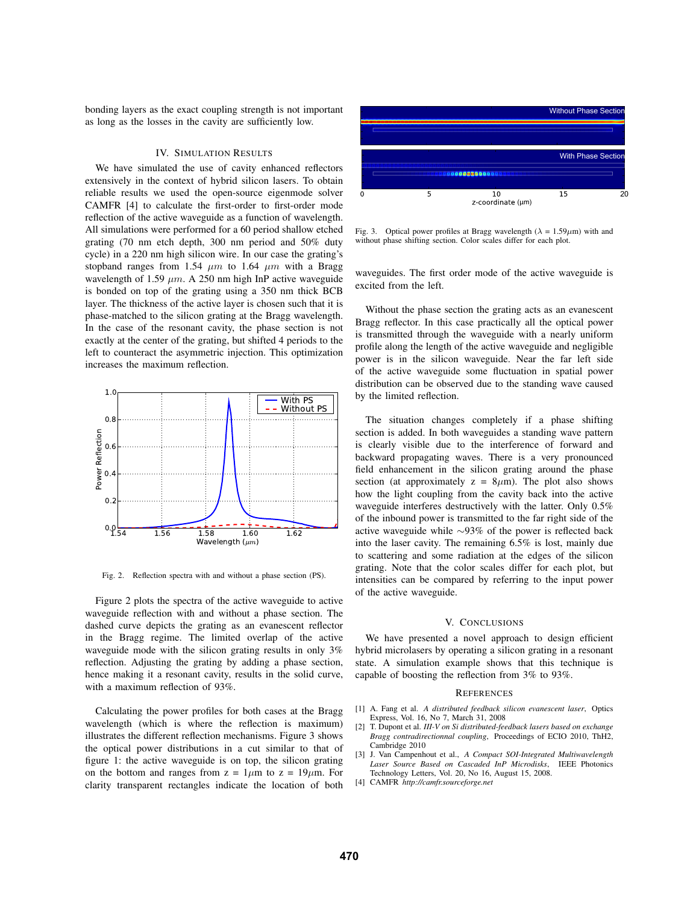bonding layers as the exact coupling strength is not important as long as the losses in the cavity are sufficiently low.

## IV. Simulation Results

We have simulated the use of cavity enhanced reflectors extensively in the context of hybrid silicon lasers. To obtain reliable results we used the open-source eigenmode solver CAMFR [4] to calculate the first-order to first-order mode reflection of the active waveguide as a function of wavelength. All simulations were performed for a 60 period shallow etched grating (70 nm etch depth, 300 nm period and 50% duty cycle) in a 220 nm high silicon wire. In our case the grating's stopband ranges from 1.54 $\mu m$ to 1.64 $\mu m$ with a Bragg wavelength of 1.59 $\mu m$. A 250 nm high InP active waveguide is bonded on top of the grating using a 350 nm thick BCB layer. The thickness of the active layer is chosen such that it is phase-matched to the silicon grating at the Bragg wavelength. In the case of the resonant cavity, the phase section is not exactly at the center of the grating, but shifted 4 periods to the left to counteract the asymmetric injection. This optimization increases the maximum reflection.

Fig. 2. Reflection spectra with and without a phase section (PS).

Figure 2 plots the spectra of the active waveguide to active waveguide reflection with and without a phase section. The dashed curve depicts the grating as an evanescent reflector in the Bragg regime. The limited overlap of the active waveguide mode with the silicon grating results in only 3% reflection. Adjusting the grating by adding a phase section, hence making it a resonant cavity, results in the solid curve, with a maximum reflection of 93%.

Calculating the power profiles for both cases at the Bragg wavelength (which is where the reflection is maximum) illustrates the different reflection mechanisms. Figure 3 shows the optical power distributions in a cut similar to that of figure 1: the active waveguide is on top, the silicon grating on the bottom and ranges from z = 1$\mu$m to z = 19$\mu$m. For clarity transparent rectangles indicate the location of both waveguides. The first order mode of the active waveguide is excited from the left.

Fig. 3. Optical power profiles at Bragg wavelength ($\lambda$ = 1.59$\mu$m) with and without phase shifting section. Color scales differ for each plot.

Without the phase section the grating acts as an evanescent Bragg reflector. In this case practically all the optical power is transmitted through the waveguide with a nearly uniform profile along the length of the active waveguide and negligible power is in the silicon waveguide. Near the far left side of the active waveguide some fluctuation in spatial power distribution can be observed due to the standing wave caused by the limited reflection.

The situation changes completely if a phase shifting section is added. In both waveguides a standing wave pattern is clearly visible due to the interference of forward and backward propagating waves. There is a very pronounced field enhancement in the silicon grating around the phase section (at approximately z = 8$\mu$m). The plot also shows how the light coupling from the cavity back into the active waveguide interferes destructively with the latter. Only 0.5% of the inbound power is transmitted to the far right side of the active waveguide while ~93% of the power is reflected back into the laser cavity. The remaining 6.5% is lost, mainly due to scattering and some radiation at the edges of the silicon grating. Note that the color scales differ for each plot, but intensities can be compared by referring to the input power of the active waveguide.

## V. Conclusions

We have presented a novel approach to design efficient hybrid microlasers by operating a silicon grating in a resonant state. A simulation example shows that this technique is capable of boosting the reflection from 3% to 93%.

## References

[1] A. Fang et al. *A distributed feedback silicon evanescent laser*, Optics Express, Vol. 16, No 7, March 31, 2008

[2] T. Dupont et al. *III-V on Si distributed-feedback lasers based on exchange Bragg contradirectionnal coupling*, Proceedings of ECIO 2010, ThH2, Cambridge 2010

[3] J. Van Campenhout et al., *A Compact SOI-Integrated Multiwavelength Laser Source Based on Cascaded InP Microdisks*, IEEE Photonics Technology Letters, Vol. 20, No 16, August 15, 2008.

[4] CAMFR *http://camfr.sourceforge.net*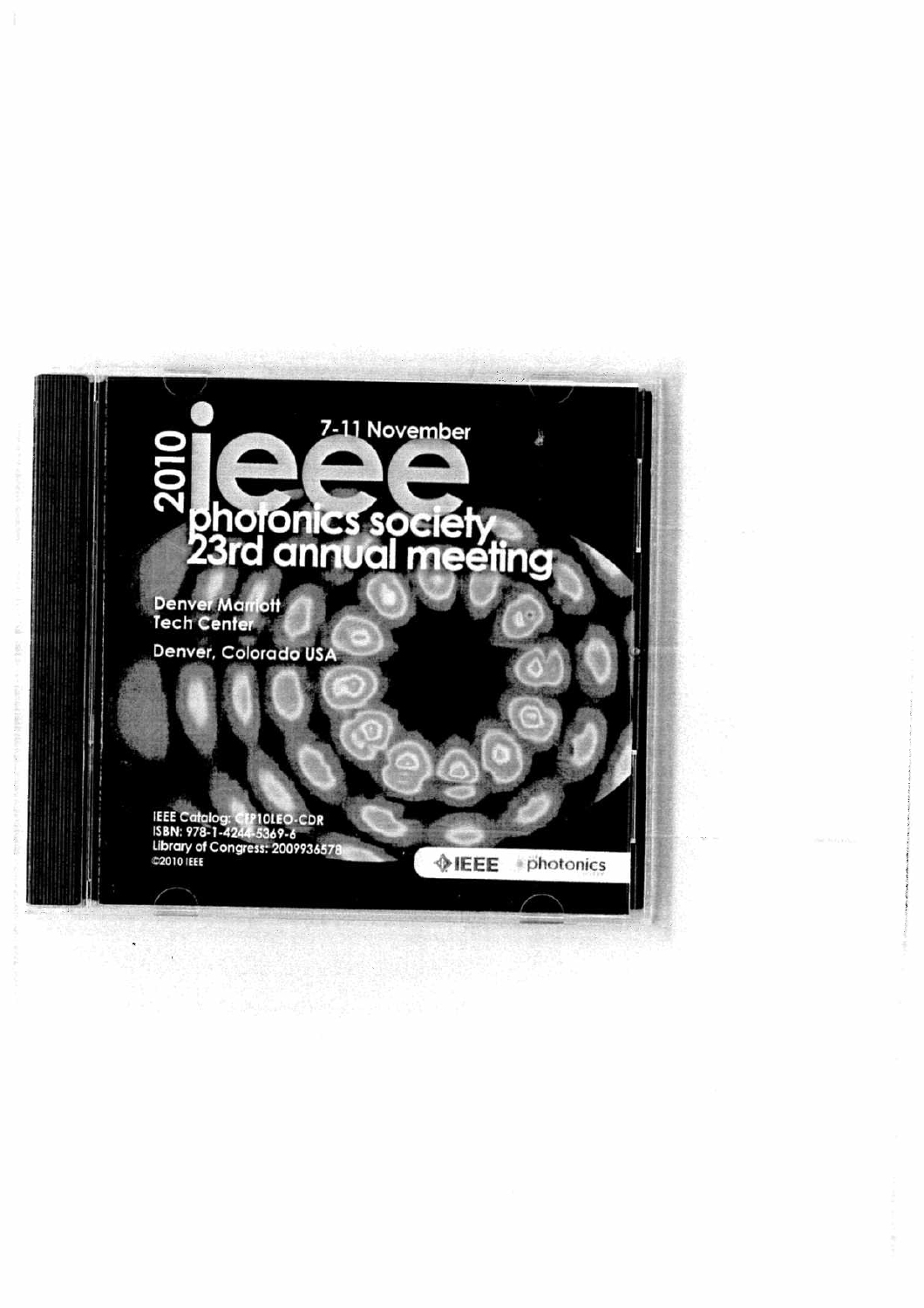2010

7-11 November

# ieee photonics society 23rd annual meeting

Denver Marriott Tech Center

Denver, Colorado USA

IEEE Catalog: CFP10LEO-CDR
ISBN: 978-1-4244-5369-6
Library of Congress: 2009936578
©2010 IEEE

IEEE photonics